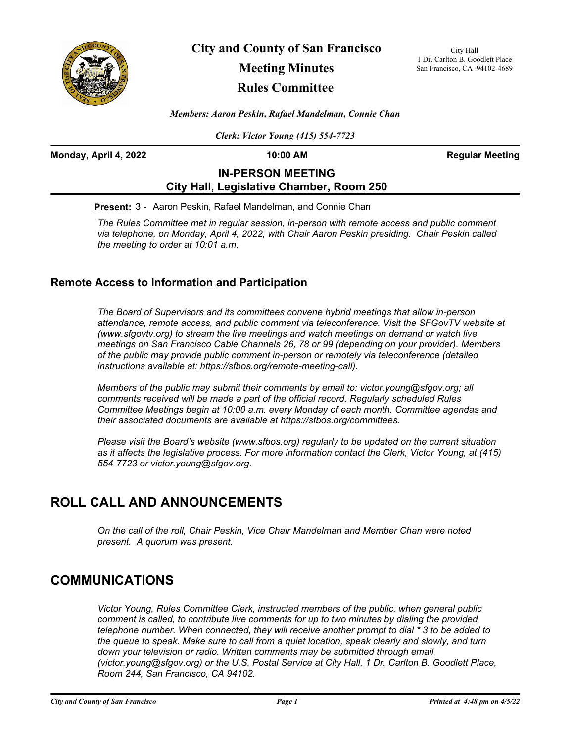# City and County of San Francisco

## Meeting Minutes

## Rules Committee

City Hall
1 Dr. Carlton B. Goodlett Place
San Francisco, CA 94102-4689

*Members: Aaron Peskin, Rafael Mandelman, Connie Chan*

*Clerk: Victor Young (415) 554-7723*

**Monday, April 4, 2022** | **10:00 AM** | **Regular Meeting**

**IN-PERSON MEETING**
**City Hall, Legislative Chamber, Room 250**

**Present:** 3 - Aaron Peskin, Rafael Mandelman, and Connie Chan

*The Rules Committee met in regular session, in-person with remote access and public comment via telephone, on Monday, April 4, 2022, with Chair Aaron Peskin presiding. Chair Peskin called the meeting to order at 10:01 a.m.*

### Remote Access to Information and Participation

*The Board of Supervisors and its committees convene hybrid meetings that allow in-person attendance, remote access, and public comment via teleconference. Visit the SFGovTV website at (www.sfgovtv.org) to stream the live meetings and watch meetings on demand or watch live meetings on San Francisco Cable Channels 26, 78 or 99 (depending on your provider). Members of the public may provide public comment in-person or remotely via teleconference (detailed instructions available at: https://sfbos.org/remote-meeting-call).*

*Members of the public may submit their comments by email to: victor.young@sfgov.org; all comments received will be made a part of the official record. Regularly scheduled Rules Committee Meetings begin at 10:00 a.m. every Monday of each month. Committee agendas and their associated documents are available at https://sfbos.org/committees.*

*Please visit the Board's website (www.sfbos.org) regularly to be updated on the current situation as it affects the legislative process. For more information contact the Clerk, Victor Young, at (415) 554-7723 or victor.young@sfgov.org.*

## ROLL CALL AND ANNOUNCEMENTS

*On the call of the roll, Chair Peskin, Vice Chair Mandelman and Member Chan were noted present. A quorum was present.*

## COMMUNICATIONS

*Victor Young, Rules Committee Clerk, instructed members of the public, when general public comment is called, to contribute live comments for up to two minutes by dialing the provided telephone number. When connected, they will receive another prompt to dial * 3 to be added to the queue to speak. Make sure to call from a quiet location, speak clearly and slowly, and turn down your television or radio. Written comments may be submitted through email (victor.young@sfgov.org) or the U.S. Postal Service at City Hall, 1 Dr. Carlton B. Goodlett Place, Room 244, San Francisco, CA 94102.*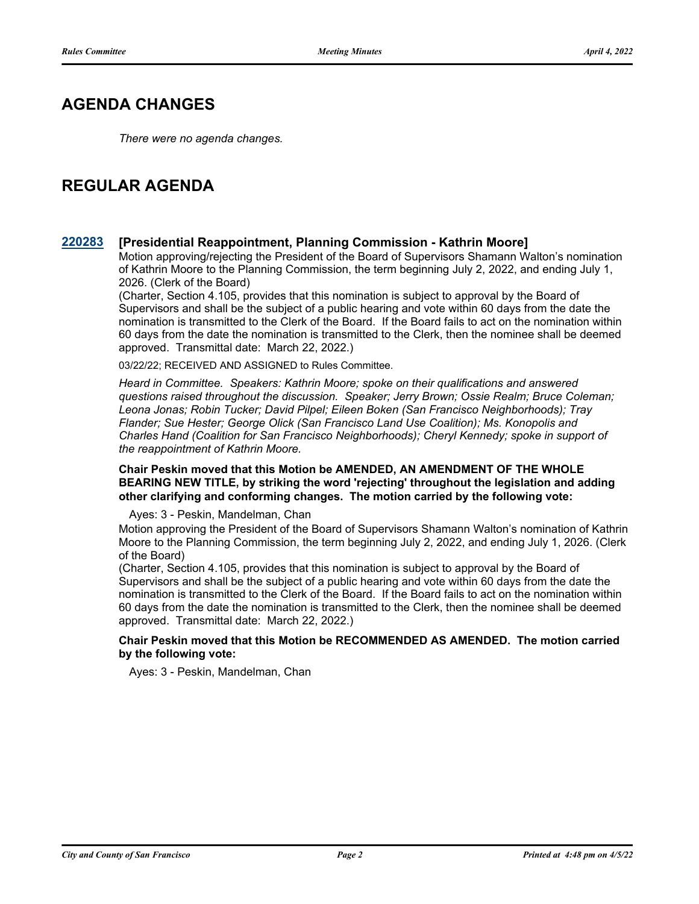## AGENDA CHANGES

*There were no agenda changes.*

## REGULAR AGENDA

**220283 [Presidential Reappointment, Planning Commission - Kathrin Moore]**

Motion approving/rejecting the President of the Board of Supervisors Shamann Walton's nomination of Kathrin Moore to the Planning Commission, the term beginning July 2, 2022, and ending July 1, 2026. (Clerk of the Board)

(Charter, Section 4.105, provides that this nomination is subject to approval by the Board of Supervisors and shall be the subject of a public hearing and vote within 60 days from the date the nomination is transmitted to the Clerk of the Board. If the Board fails to act on the nomination within 60 days from the date the nomination is transmitted to the Clerk, then the nominee shall be deemed approved. Transmittal date: March 22, 2022.)

03/22/22; RECEIVED AND ASSIGNED to Rules Committee.

*Heard in Committee. Speakers: Kathrin Moore; spoke on their qualifications and answered questions raised throughout the discussion. Speaker; Jerry Brown; Ossie Realm; Bruce Coleman; Leona Jonas; Robin Tucker; David Pilpel; Eileen Boken (San Francisco Neighborhoods); Tray Flander; Sue Hester; George Olick (San Francisco Land Use Coalition); Ms. Konopolis and Charles Hand (Coalition for San Francisco Neighborhoods); Cheryl Kennedy; spoke in support of the reappointment of Kathrin Moore.*

**Chair Peskin moved that this Motion be AMENDED, AN AMENDMENT OF THE WHOLE BEARING NEW TITLE, by striking the word 'rejecting' throughout the legislation and adding other clarifying and conforming changes. The motion carried by the following vote:**

Ayes: 3 - Peskin, Mandelman, Chan

Motion approving the President of the Board of Supervisors Shamann Walton's nomination of Kathrin Moore to the Planning Commission, the term beginning July 2, 2022, and ending July 1, 2026. (Clerk of the Board)

(Charter, Section 4.105, provides that this nomination is subject to approval by the Board of Supervisors and shall be the subject of a public hearing and vote within 60 days from the date the nomination is transmitted to the Clerk of the Board. If the Board fails to act on the nomination within 60 days from the date the nomination is transmitted to the Clerk, then the nominee shall be deemed approved. Transmittal date: March 22, 2022.)

**Chair Peskin moved that this Motion be RECOMMENDED AS AMENDED. The motion carried by the following vote:**

Ayes: 3 - Peskin, Mandelman, Chan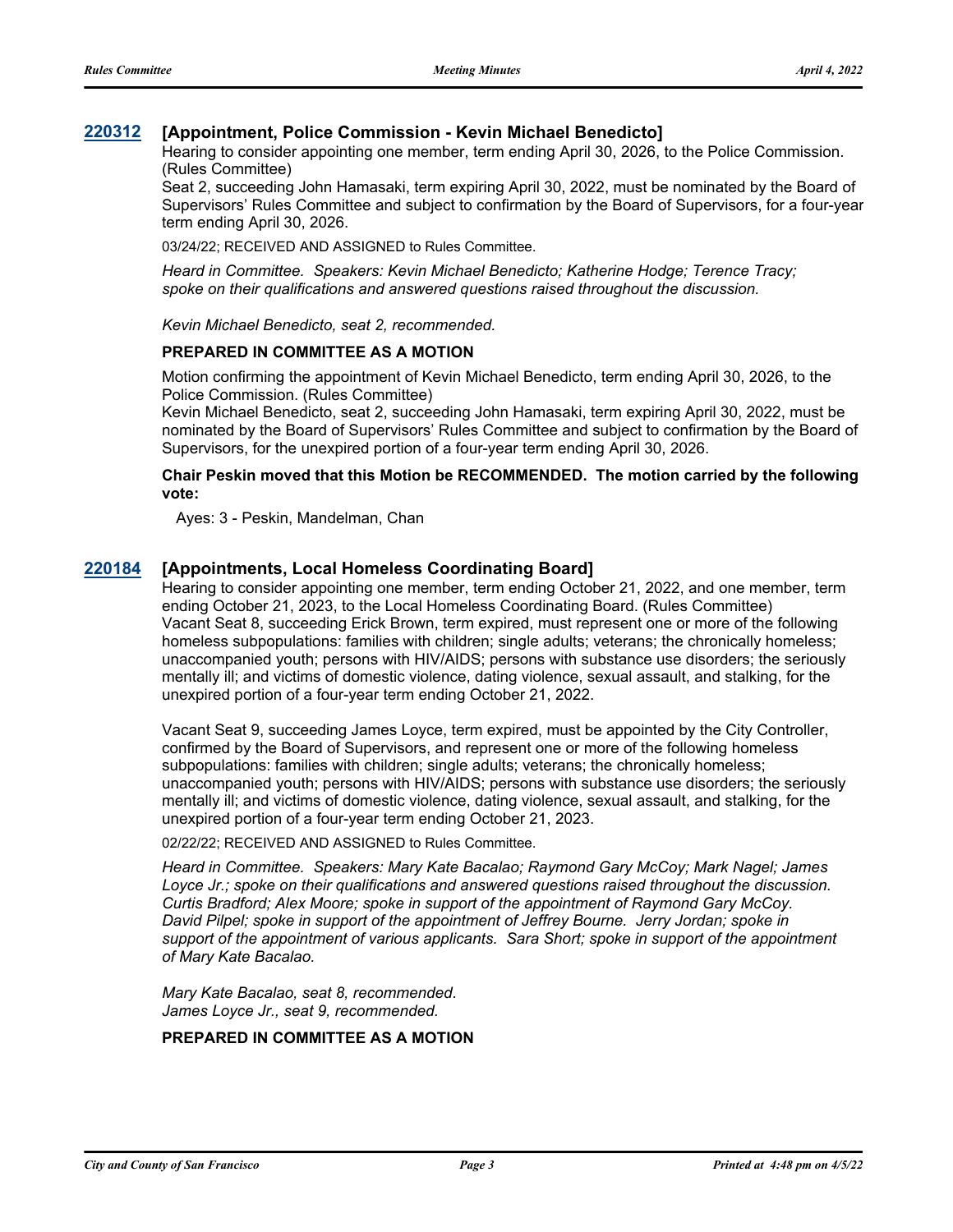### 220312 [Appointment, Police Commission - Kevin Michael Benedicto]

Hearing to consider appointing one member, term ending April 30, 2026, to the Police Commission. (Rules Committee)
Seat 2, succeeding John Hamasaki, term expiring April 30, 2022, must be nominated by the Board of Supervisors' Rules Committee and subject to confirmation by the Board of Supervisors, for a four-year term ending April 30, 2026.

03/24/22; RECEIVED AND ASSIGNED to Rules Committee.

*Heard in Committee. Speakers: Kevin Michael Benedicto; Katherine Hodge; Terence Tracy; spoke on their qualifications and answered questions raised throughout the discussion.*

*Kevin Michael Benedicto, seat 2, recommended.*

**PREPARED IN COMMITTEE AS A MOTION**

Motion confirming the appointment of Kevin Michael Benedicto, term ending April 30, 2026, to the Police Commission. (Rules Committee)
Kevin Michael Benedicto, seat 2, succeeding John Hamasaki, term expiring April 30, 2022, must be nominated by the Board of Supervisors' Rules Committee and subject to confirmation by the Board of Supervisors, for the unexpired portion of a four-year term ending April 30, 2026.

**Chair Peskin moved that this Motion be RECOMMENDED. The motion carried by the following vote:**

Ayes: 3 - Peskin, Mandelman, Chan

### 220184 [Appointments, Local Homeless Coordinating Board]

Hearing to consider appointing one member, term ending October 21, 2022, and one member, term ending October 21, 2023, to the Local Homeless Coordinating Board. (Rules Committee)
Vacant Seat 8, succeeding Erick Brown, term expired, must represent one or more of the following homeless subpopulations: families with children; single adults; veterans; the chronically homeless; unaccompanied youth; persons with HIV/AIDS; persons with substance use disorders; the seriously mentally ill; and victims of domestic violence, dating violence, sexual assault, and stalking, for the unexpired portion of a four-year term ending October 21, 2022.

Vacant Seat 9, succeeding James Loyce, term expired, must be appointed by the City Controller, confirmed by the Board of Supervisors, and represent one or more of the following homeless subpopulations: families with children; single adults; veterans; the chronically homeless; unaccompanied youth; persons with HIV/AIDS; persons with substance use disorders; the seriously mentally ill; and victims of domestic violence, dating violence, sexual assault, and stalking, for the unexpired portion of a four-year term ending October 21, 2023.

02/22/22; RECEIVED AND ASSIGNED to Rules Committee.

*Heard in Committee. Speakers: Mary Kate Bacalao; Raymond Gary McCoy; Mark Nagel; James Loyce Jr.; spoke on their qualifications and answered questions raised throughout the discussion. Curtis Bradford; Alex Moore; spoke in support of the appointment of Raymond Gary McCoy. David Pilpel; spoke in support of the appointment of Jeffrey Bourne. Jerry Jordan; spoke in support of the appointment of various applicants. Sara Short; spoke in support of the appointment of Mary Kate Bacalao.*

*Mary Kate Bacalao, seat 8, recommended.*
*James Loyce Jr., seat 9, recommended.*

**PREPARED IN COMMITTEE AS A MOTION**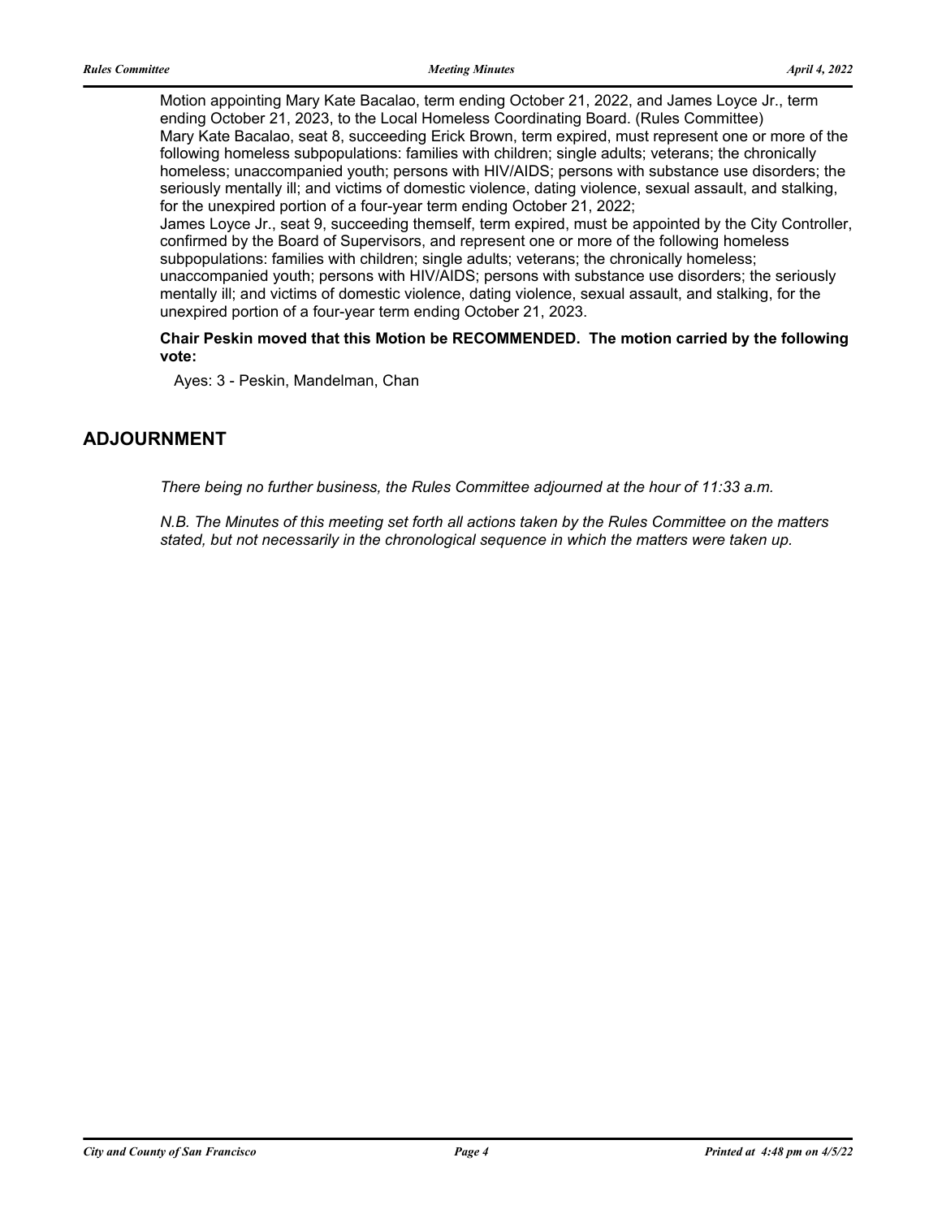Motion appointing Mary Kate Bacalao, term ending October 21, 2022, and James Loyce Jr., term ending October 21, 2023, to the Local Homeless Coordinating Board. (Rules Committee)
Mary Kate Bacalao, seat 8, succeeding Erick Brown, term expired, must represent one or more of the following homeless subpopulations: families with children; single adults; veterans; the chronically homeless; unaccompanied youth; persons with HIV/AIDS; persons with substance use disorders; the seriously mentally ill; and victims of domestic violence, dating violence, sexual assault, and stalking, for the unexpired portion of a four-year term ending October 21, 2022;
James Loyce Jr., seat 9, succeeding themself, term expired, must be appointed by the City Controller, confirmed by the Board of Supervisors, and represent one or more of the following homeless subpopulations: families with children; single adults; veterans; the chronically homeless; unaccompanied youth; persons with HIV/AIDS; persons with substance use disorders; the seriously mentally ill; and victims of domestic violence, dating violence, sexual assault, and stalking, for the unexpired portion of a four-year term ending October 21, 2023.

**Chair Peskin moved that this Motion be RECOMMENDED. The motion carried by the following vote:**

Ayes: 3 - Peskin, Mandelman, Chan

## ADJOURNMENT

*There being no further business, the Rules Committee adjourned at the hour of 11:33 a.m.*

*N.B. The Minutes of this meeting set forth all actions taken by the Rules Committee on the matters stated, but not necessarily in the chronological sequence in which the matters were taken up.*